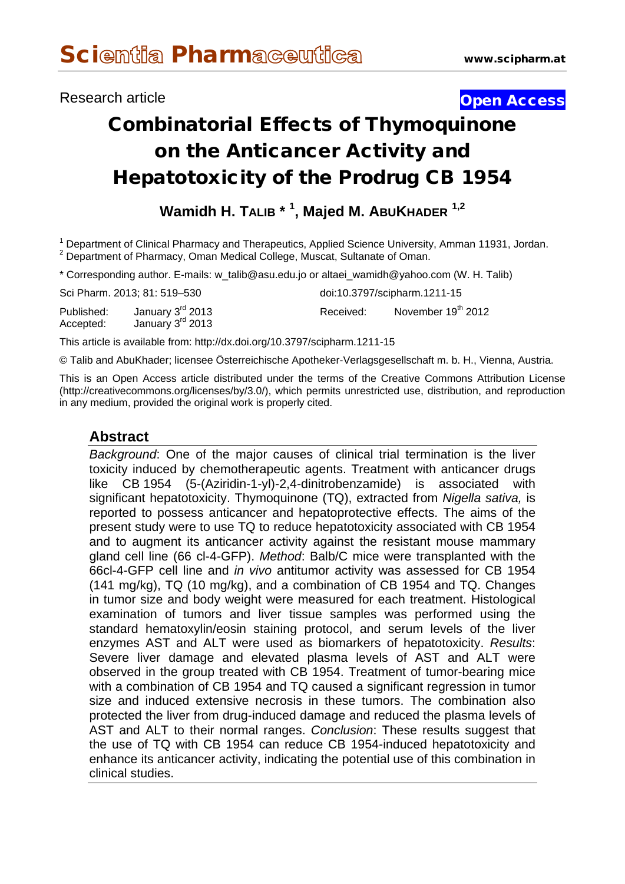Research article

Open Access

# Combinatorial Effects of Thymoquinone on the Anticancer Activity and Hepatotoxicity of the Prodrug CB 1954

**Wamidh H. TALIB *[1], Majed M. ABUKHADER[1,2]**

[1] Department of Clinical Pharmacy and Therapeutics, Applied Science University, Amman 11931, Jordan.
[2] Department of Pharmacy, Oman Medical College, Muscat, Sultanate of Oman.

* Corresponding author. E-mails: w_talib@asu.edu.jo or altaei_wamidh@yahoo.com (W. H. Talib)

Sci Pharm. 2013; 81: 519–530

doi:10.3797/scipharm.1211-15

Published: January 3rd 2013
Accepted: January 3rd 2013

Received: November 19th 2012

This article is available from: http://dx.doi.org/10.3797/scipharm.1211-15

© Talib and AbuKhader; licensee Österreichische Apotheker-Verlagsgesellschaft m. b. H., Vienna, Austria.

This is an Open Access article distributed under the terms of the Creative Commons Attribution License (http://creativecommons.org/licenses/by/3.0/), which permits unrestricted use, distribution, and reproduction in any medium, provided the original work is properly cited.

## Abstract

*Background*: One of the major causes of clinical trial termination is the liver toxicity induced by chemotherapeutic agents. Treatment with anticancer drugs like CB 1954 (5-(Aziridin-1-yl)-2,4-dinitrobenzamide) is associated with significant hepatotoxicity. Thymoquinone (TQ), extracted from *Nigella sativa,* is reported to possess anticancer and hepatoprotective effects. The aims of the present study were to use TQ to reduce hepatotoxicity associated with CB 1954 and to augment its anticancer activity against the resistant mouse mammary gland cell line (66 cl-4-GFP). *Method*: Balb/C mice were transplanted with the 66cl-4-GFP cell line and *in vivo* antitumor activity was assessed for CB 1954 (141 mg/kg), TQ (10 mg/kg), and a combination of CB 1954 and TQ. Changes in tumor size and body weight were measured for each treatment. Histological examination of tumors and liver tissue samples was performed using the standard hematoxylin/eosin staining protocol, and serum levels of the liver enzymes AST and ALT were used as biomarkers of hepatotoxicity. *Results*: Severe liver damage and elevated plasma levels of AST and ALT were observed in the group treated with CB 1954. Treatment of tumor-bearing mice with a combination of CB 1954 and TQ caused a significant regression in tumor size and induced extensive necrosis in these tumors. The combination also protected the liver from drug-induced damage and reduced the plasma levels of AST and ALT to their normal ranges. *Conclusion*: These results suggest that the use of TQ with CB 1954 can reduce CB 1954-induced hepatotoxicity and enhance its anticancer activity, indicating the potential use of this combination in clinical studies.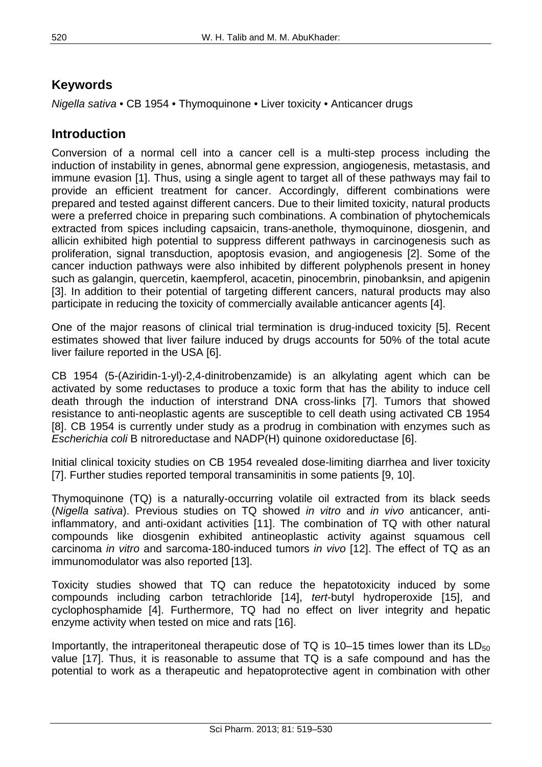## Keywords

*Nigella sativa* • CB 1954 • Thymoquinone • Liver toxicity • Anticancer drugs

## Introduction

Conversion of a normal cell into a cancer cell is a multi-step process including the induction of instability in genes, abnormal gene expression, angiogenesis, metastasis, and immune evasion [1]. Thus, using a single agent to target all of these pathways may fail to provide an efficient treatment for cancer. Accordingly, different combinations were prepared and tested against different cancers. Due to their limited toxicity, natural products were a preferred choice in preparing such combinations. A combination of phytochemicals extracted from spices including capsaicin, trans-anethole, thymoquinone, diosgenin, and allicin exhibited high potential to suppress different pathways in carcinogenesis such as proliferation, signal transduction, apoptosis evasion, and angiogenesis [2]. Some of the cancer induction pathways were also inhibited by different polyphenols present in honey such as galangin, quercetin, kaempferol, acacetin, pinocembrin, pinobanksin, and apigenin [3]. In addition to their potential of targeting different cancers, natural products may also participate in reducing the toxicity of commercially available anticancer agents [4].

One of the major reasons of clinical trial termination is drug-induced toxicity [5]. Recent estimates showed that liver failure induced by drugs accounts for 50% of the total acute liver failure reported in the USA [6].

CB 1954 (5-(Aziridin-1-yl)-2,4-dinitrobenzamide) is an alkylating agent which can be activated by some reductases to produce a toxic form that has the ability to induce cell death through the induction of interstrand DNA cross-links [7]. Tumors that showed resistance to anti-neoplastic agents are susceptible to cell death using activated CB 1954 [8]. CB 1954 is currently under study as a prodrug in combination with enzymes such as *Escherichia coli* B nitroreductase and NADP(H) quinone oxidoreductase [6].

Initial clinical toxicity studies on CB 1954 revealed dose-limiting diarrhea and liver toxicity [7]. Further studies reported temporal transaminitis in some patients [9, 10].

Thymoquinone (TQ) is a naturally-occurring volatile oil extracted from its black seeds (*Nigella sativa*). Previous studies on TQ showed *in vitro* and *in vivo* anticancer, anti-inflammatory, and anti-oxidant activities [11]. The combination of TQ with other natural compounds like diosgenin exhibited antineoplastic activity against squamous cell carcinoma *in vitro* and sarcoma-180-induced tumors *in vivo* [12]. The effect of TQ as an immunomodulator was also reported [13].

Toxicity studies showed that TQ can reduce the hepatotoxicity induced by some compounds including carbon tetrachloride [14], *tert*-butyl hydroperoxide [15], and cyclophosphamide [4]. Furthermore, TQ had no effect on liver integrity and hepatic enzyme activity when tested on mice and rats [16].

Importantly, the intraperitoneal therapeutic dose of TQ is 10–15 times lower than its $LD_{50}$ value [17]. Thus, it is reasonable to assume that TQ is a safe compound and has the potential to work as a therapeutic and hepatoprotective agent in combination with other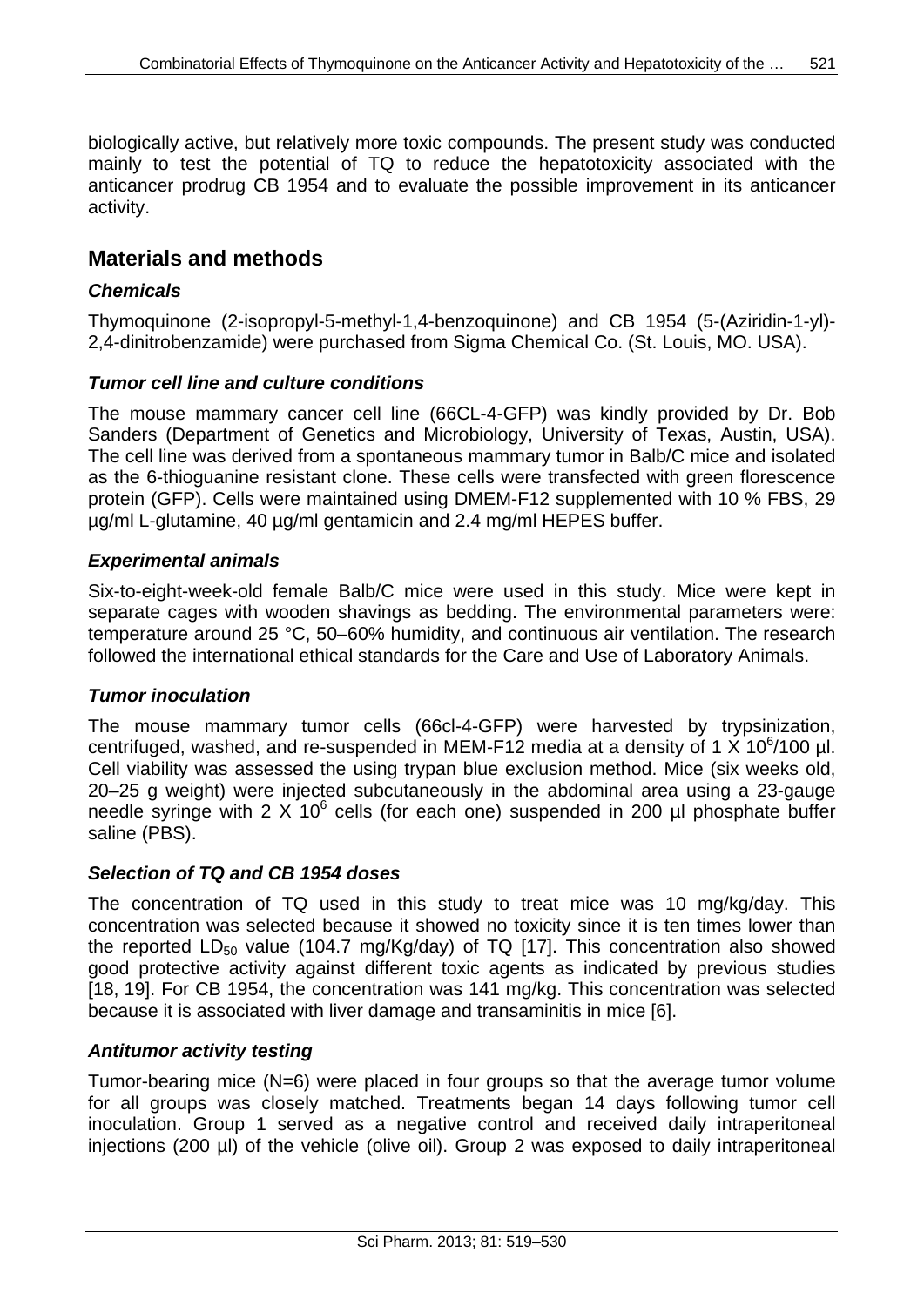biologically active, but relatively more toxic compounds. The present study was conducted mainly to test the potential of TQ to reduce the hepatotoxicity associated with the anticancer prodrug CB 1954 and to evaluate the possible improvement in its anticancer activity.

## Materials and methods

### *Chemicals*

Thymoquinone (2-isopropyl-5-methyl-1,4-benzoquinone) and CB 1954 (5-(Aziridin-1-yl)-2,4-dinitrobenzamide) were purchased from Sigma Chemical Co. (St. Louis, MO. USA).

### *Tumor cell line and culture conditions*

The mouse mammary cancer cell line (66CL-4-GFP) was kindly provided by Dr. Bob Sanders (Department of Genetics and Microbiology, University of Texas, Austin, USA). The cell line was derived from a spontaneous mammary tumor in Balb/C mice and isolated as the 6-thioguanine resistant clone. These cells were transfected with green florescence protein (GFP). Cells were maintained using DMEM-F12 supplemented with 10 % FBS, 29 µg/ml L-glutamine, 40 µg/ml gentamicin and 2.4 mg/ml HEPES buffer.

### *Experimental animals*

Six-to-eight-week-old female Balb/C mice were used in this study. Mice were kept in separate cages with wooden shavings as bedding. The environmental parameters were: temperature around 25 °C, 50–60% humidity, and continuous air ventilation. The research followed the international ethical standards for the Care and Use of Laboratory Animals.

### *Tumor inoculation*

The mouse mammary tumor cells (66cl-4-GFP) were harvested by trypsinization, centrifuged, washed, and re-suspended in MEM-F12 media at a density of 1 X $10^6$/100 µl. Cell viability was assessed the using trypan blue exclusion method. Mice (six weeks old, 20–25 g weight) were injected subcutaneously in the abdominal area using a 23-gauge needle syringe with 2 X $10^6$ cells (for each one) suspended in 200 µl phosphate buffer saline (PBS).

### *Selection of TQ and CB 1954 doses*

The concentration of TQ used in this study to treat mice was 10 mg/kg/day. This concentration was selected because it showed no toxicity since it is ten times lower than the reported $LD_{50}$ value (104.7 mg/Kg/day) of TQ [17]. This concentration also showed good protective activity against different toxic agents as indicated by previous studies [18, 19]. For CB 1954, the concentration was 141 mg/kg. This concentration was selected because it is associated with liver damage and transaminitis in mice [6].

### *Antitumor activity testing*

Tumor-bearing mice (N=6) were placed in four groups so that the average tumor volume for all groups was closely matched. Treatments began 14 days following tumor cell inoculation. Group 1 served as a negative control and received daily intraperitoneal injections (200 µl) of the vehicle (olive oil). Group 2 was exposed to daily intraperitoneal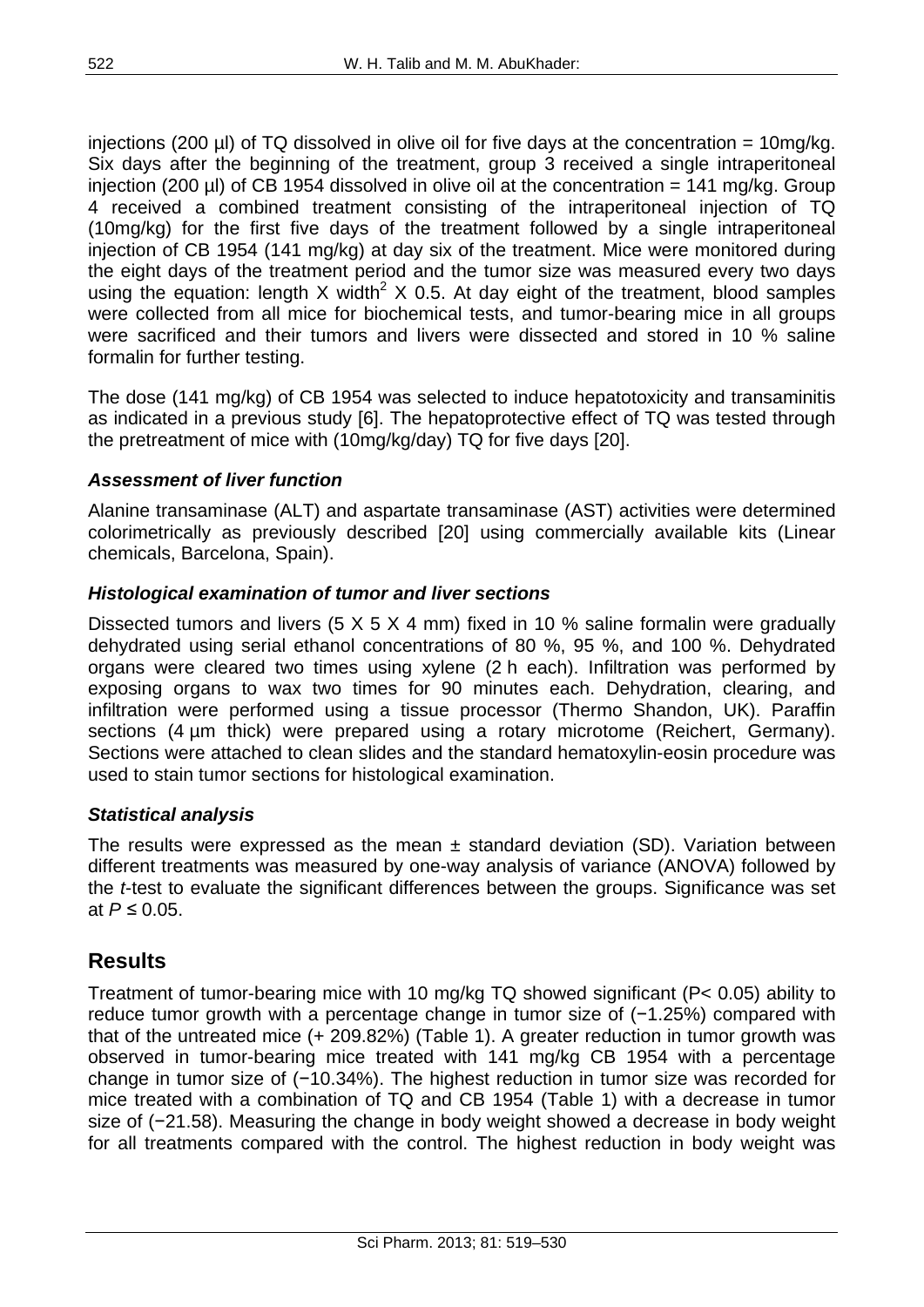injections (200 µl) of TQ dissolved in olive oil for five days at the concentration = 10mg/kg. Six days after the beginning of the treatment, group 3 received a single intraperitoneal injection (200 µl) of CB 1954 dissolved in olive oil at the concentration = 141 mg/kg. Group 4 received a combined treatment consisting of the intraperitoneal injection of TQ (10mg/kg) for the first five days of the treatment followed by a single intraperitoneal injection of CB 1954 (141 mg/kg) at day six of the treatment. Mice were monitored during the eight days of the treatment period and the tumor size was measured every two days using the equation: length X width$^2$ X 0.5. At day eight of the treatment, blood samples were collected from all mice for biochemical tests, and tumor-bearing mice in all groups were sacrificed and their tumors and livers were dissected and stored in 10 % saline formalin for further testing.

The dose (141 mg/kg) of CB 1954 was selected to induce hepatotoxicity and transaminitis as indicated in a previous study [6]. The hepatoprotective effect of TQ was tested through the pretreatment of mice with (10mg/kg/day) TQ for five days [20].

### *Assessment of liver function*

Alanine transaminase (ALT) and aspartate transaminase (AST) activities were determined colorimetrically as previously described [20] using commercially available kits (Linear chemicals, Barcelona, Spain).

### *Histological examination of tumor and liver sections*

Dissected tumors and livers (5 X 5 X 4 mm) fixed in 10 % saline formalin were gradually dehydrated using serial ethanol concentrations of 80 %, 95 %, and 100 %. Dehydrated organs were cleared two times using xylene (2 h each). Infiltration was performed by exposing organs to wax two times for 90 minutes each. Dehydration, clearing, and infiltration were performed using a tissue processor (Thermo Shandon, UK). Paraffin sections (4 µm thick) were prepared using a rotary microtome (Reichert, Germany). Sections were attached to clean slides and the standard hematoxylin-eosin procedure was used to stain tumor sections for histological examination.

### *Statistical analysis*

The results were expressed as the mean ± standard deviation (SD). Variation between different treatments was measured by one-way analysis of variance (ANOVA) followed by the *t*-test to evaluate the significant differences between the groups. Significance was set at $P \leq 0.05$.

## Results

Treatment of tumor-bearing mice with 10 mg/kg TQ showed significant ($P < 0.05$) ability to reduce tumor growth with a percentage change in tumor size of (−1.25%) compared with that of the untreated mice (+ 209.82%) (Table 1). A greater reduction in tumor growth was observed in tumor-bearing mice treated with 141 mg/kg CB 1954 with a percentage change in tumor size of (−10.34%). The highest reduction in tumor size was recorded for mice treated with a combination of TQ and CB 1954 (Table 1) with a decrease in tumor size of (−21.58). Measuring the change in body weight showed a decrease in body weight for all treatments compared with the control. The highest reduction in body weight was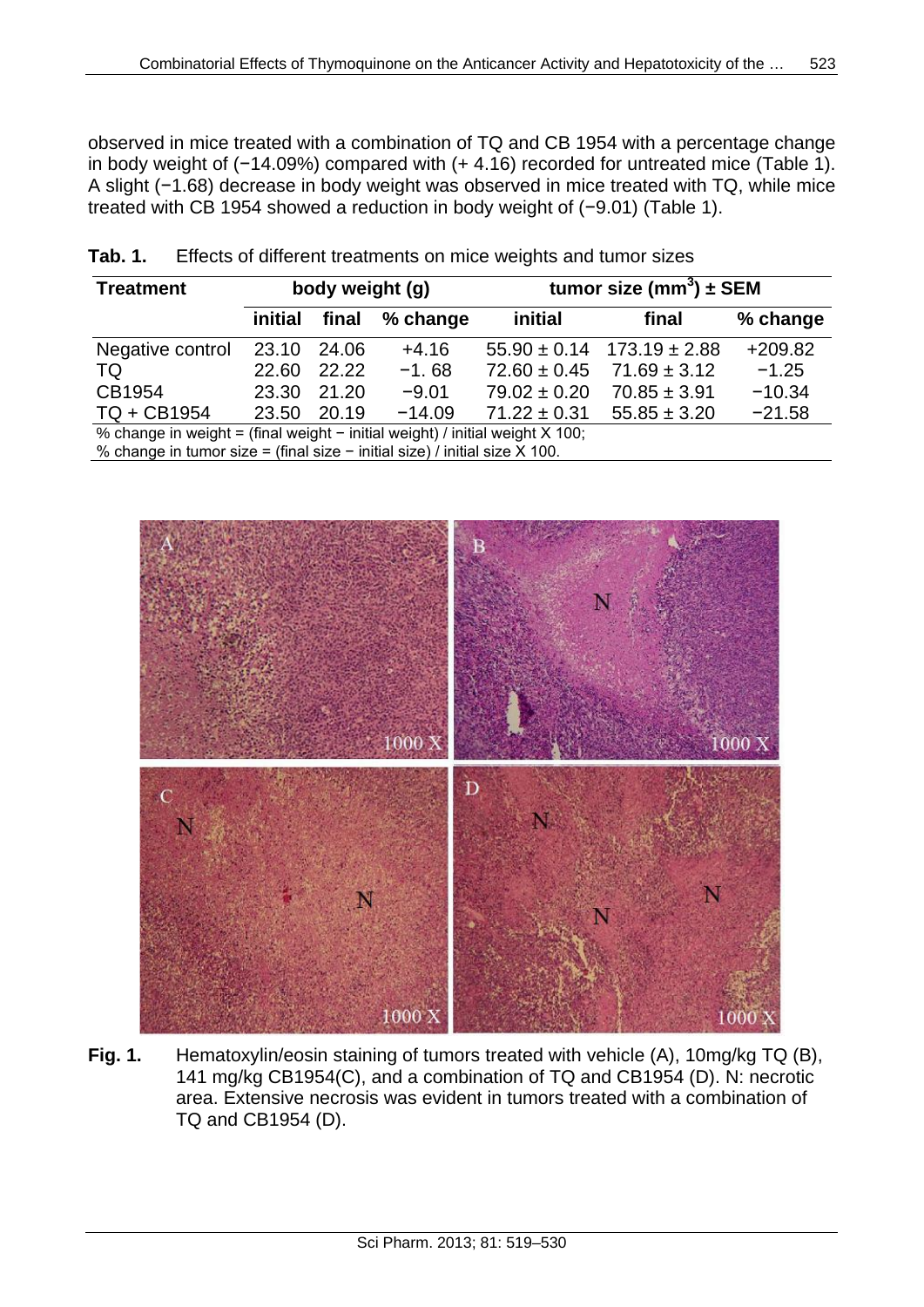observed in mice treated with a combination of TQ and CB 1954 with a percentage change in body weight of (−14.09%) compared with (+ 4.16) recorded for untreated mice (Table 1). A slight (−1.68) decrease in body weight was observed in mice treated with TQ, while mice treated with CB 1954 showed a reduction in body weight of (−9.01) (Table 1).

**Tab. 1.** Effects of different treatments on mice weights and tumor sizes

| Treatment | body weight (g) | | | tumor size ($mm^3$) ± SEM | | |
|---|---|---|---|---|---|---|
| | initial | final | % change | initial | final | % change |
| Negative control | 23.10 | 24.06 | +4.16 | 55.90 ± 0.14 | 173.19 ± 2.88 | +209.82 |
| TQ | 22.60 | 22.22 | −1. 68 | 72.60 ± 0.45 | 71.69 ± 3.12 | −1.25 |
| CB1954 | 23.30 | 21.20 | −9.01 | 79.02 ± 0.20 | 70.85 ± 3.91 | −10.34 |
| TQ + CB1954 | 23.50 | 20.19 | −14.09 | 71.22 ± 0.31 | 55.85 ± 3.20 | −21.58 |

% change in weight = (final weight − initial weight) / initial weight X 100;
% change in tumor size = (final size − initial size) / initial size X 100.

**Fig. 1.** Hematoxylin/eosin staining of tumors treated with vehicle (A), 10mg/kg TQ (B), 141 mg/kg CB1954(C), and a combination of TQ and CB1954 (D). N: necrotic area. Extensive necrosis was evident in tumors treated with a combination of TQ and CB1954 (D).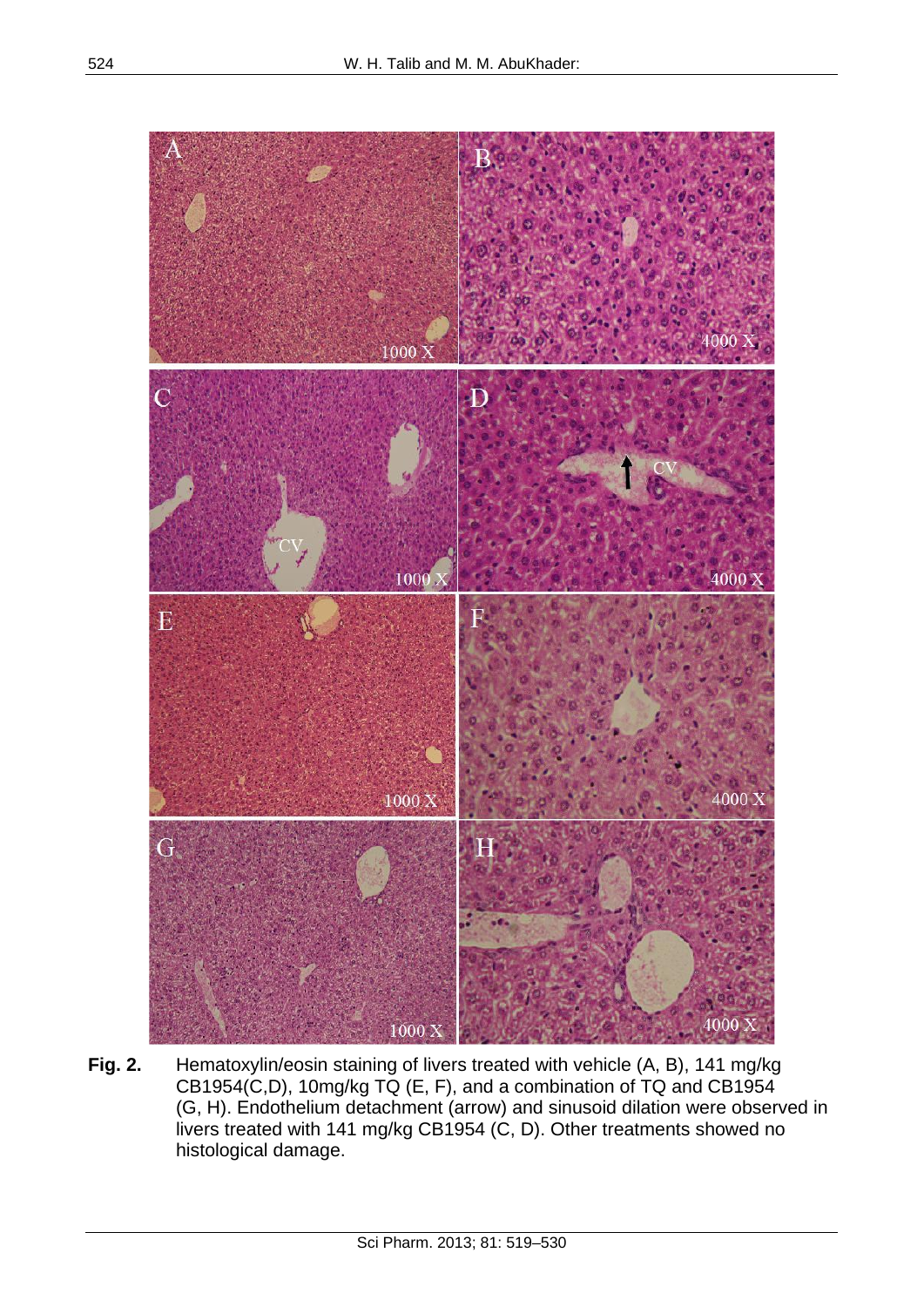**Fig. 2.** Hematoxylin/eosin staining of livers treated with vehicle (A, B), 141 mg/kg CB1954(C,D), 10mg/kg TQ (E, F), and a combination of TQ and CB1954 (G, H). Endothelium detachment (arrow) and sinusoid dilation were observed in livers treated with 141 mg/kg CB1954 (C, D). Other treatments showed no histological damage.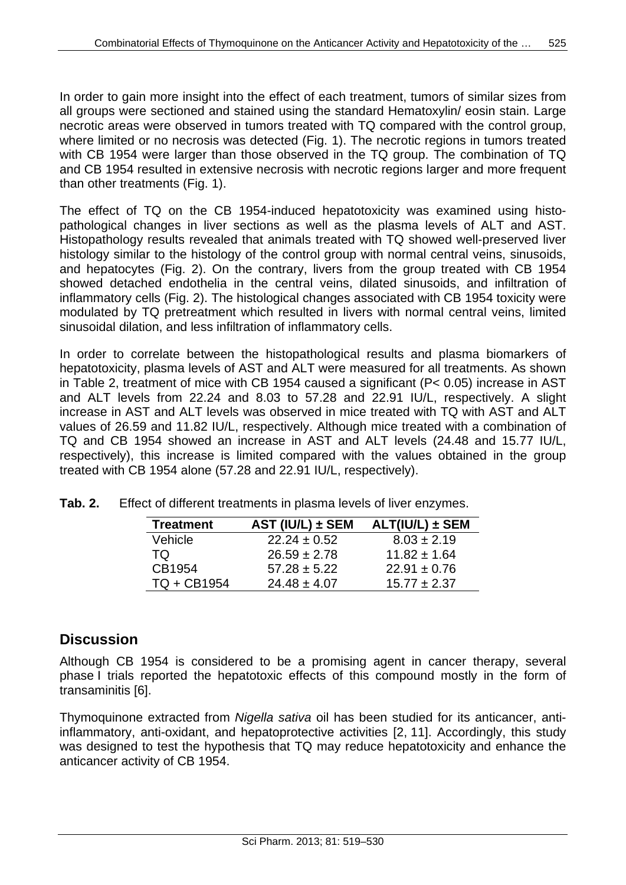In order to gain more insight into the effect of each treatment, tumors of similar sizes from all groups were sectioned and stained using the standard Hematoxylin/ eosin stain. Large necrotic areas were observed in tumors treated with TQ compared with the control group, where limited or no necrosis was detected (Fig. 1). The necrotic regions in tumors treated with CB 1954 were larger than those observed in the TQ group. The combination of TQ and CB 1954 resulted in extensive necrosis with necrotic regions larger and more frequent than other treatments (Fig. 1).

The effect of TQ on the CB 1954-induced hepatotoxicity was examined using histopathological changes in liver sections as well as the plasma levels of ALT and AST. Histopathology results revealed that animals treated with TQ showed well-preserved liver histology similar to the histology of the control group with normal central veins, sinusoids, and hepatocytes (Fig. 2). On the contrary, livers from the group treated with CB 1954 showed detached endothelia in the central veins, dilated sinusoids, and infiltration of inflammatory cells (Fig. 2). The histological changes associated with CB 1954 toxicity were modulated by TQ pretreatment which resulted in livers with normal central veins, limited sinusoidal dilation, and less infiltration of inflammatory cells.

In order to correlate between the histopathological results and plasma biomarkers of hepatotoxicity, plasma levels of AST and ALT were measured for all treatments. As shown in Table 2, treatment of mice with CB 1954 caused a significant ($P < 0.05$) increase in AST and ALT levels from 22.24 and 8.03 to 57.28 and 22.91 IU/L, respectively. A slight increase in AST and ALT levels was observed in mice treated with TQ with AST and ALT values of 26.59 and 11.82 IU/L, respectively. Although mice treated with a combination of TQ and CB 1954 showed an increase in AST and ALT levels (24.48 and 15.77 IU/L, respectively), this increase is limited compared with the values obtained in the group treated with CB 1954 alone (57.28 and 22.91 IU/L, respectively).

**Tab. 2.** Effect of different treatments in plasma levels of liver enzymes.

| Treatment | AST (IU/L) ± SEM | ALT(IU/L) ± SEM |
|---|---|---|
| Vehicle | 22.24 ± 0.52 | 8.03 ± 2.19 |
| TQ | 26.59 ± 2.78 | 11.82 ± 1.64 |
| CB1954 | 57.28 ± 5.22 | 22.91 ± 0.76 |
| TQ + CB1954 | 24.48 ± 4.07 | 15.77 ± 2.37 |

## Discussion

Although CB 1954 is considered to be a promising agent in cancer therapy, several phase I trials reported the hepatotoxic effects of this compound mostly in the form of transaminitis [6].

Thymoquinone extracted from *Nigella sativa* oil has been studied for its anticancer, anti-inflammatory, anti-oxidant, and hepatoprotective activities [2, 11]. Accordingly, this study was designed to test the hypothesis that TQ may reduce hepatotoxicity and enhance the anticancer activity of CB 1954.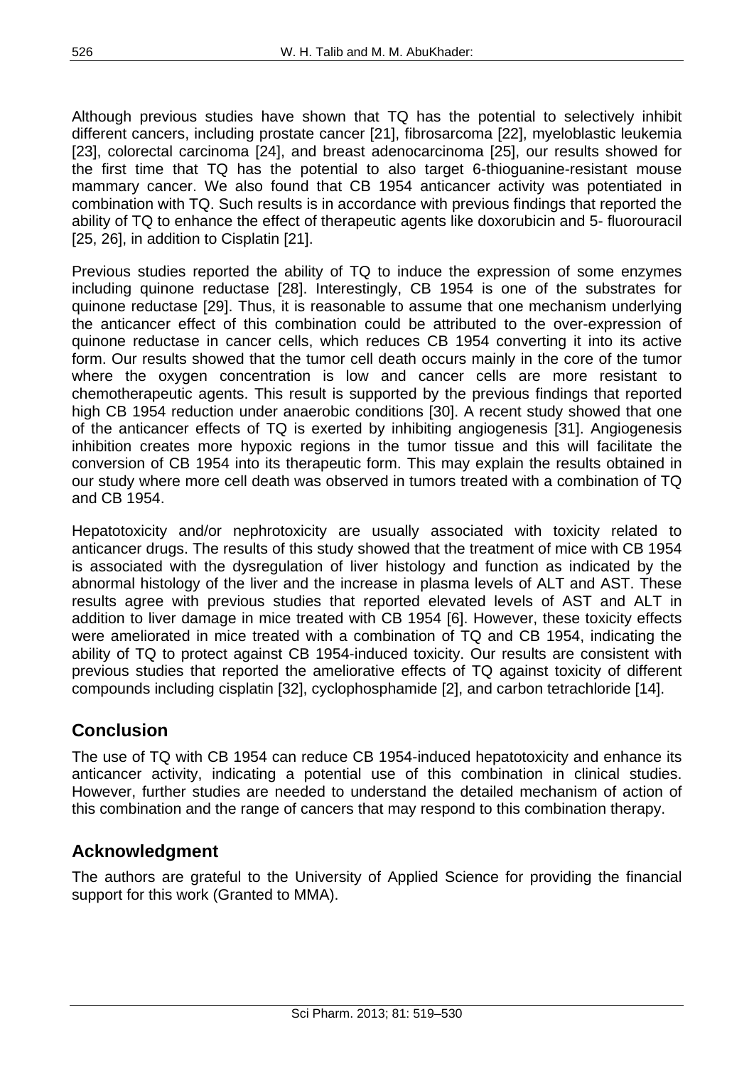Although previous studies have shown that TQ has the potential to selectively inhibit different cancers, including prostate cancer [21], fibrosarcoma [22], myeloblastic leukemia [23], colorectal carcinoma [24], and breast adenocarcinoma [25], our results showed for the first time that TQ has the potential to also target 6-thioguanine-resistant mouse mammary cancer. We also found that CB 1954 anticancer activity was potentiated in combination with TQ. Such results is in accordance with previous findings that reported the ability of TQ to enhance the effect of therapeutic agents like doxorubicin and 5- fluorouracil [25, 26], in addition to Cisplatin [21].

Previous studies reported the ability of TQ to induce the expression of some enzymes including quinone reductase [28]. Interestingly, CB 1954 is one of the substrates for quinone reductase [29]. Thus, it is reasonable to assume that one mechanism underlying the anticancer effect of this combination could be attributed to the over-expression of quinone reductase in cancer cells, which reduces CB 1954 converting it into its active form. Our results showed that the tumor cell death occurs mainly in the core of the tumor where the oxygen concentration is low and cancer cells are more resistant to chemotherapeutic agents. This result is supported by the previous findings that reported high CB 1954 reduction under anaerobic conditions [30]. A recent study showed that one of the anticancer effects of TQ is exerted by inhibiting angiogenesis [31]. Angiogenesis inhibition creates more hypoxic regions in the tumor tissue and this will facilitate the conversion of CB 1954 into its therapeutic form. This may explain the results obtained in our study where more cell death was observed in tumors treated with a combination of TQ and CB 1954.

Hepatotoxicity and/or nephrotoxicity are usually associated with toxicity related to anticancer drugs. The results of this study showed that the treatment of mice with CB 1954 is associated with the dysregulation of liver histology and function as indicated by the abnormal histology of the liver and the increase in plasma levels of ALT and AST. These results agree with previous studies that reported elevated levels of AST and ALT in addition to liver damage in mice treated with CB 1954 [6]. However, these toxicity effects were ameliorated in mice treated with a combination of TQ and CB 1954, indicating the ability of TQ to protect against CB 1954-induced toxicity. Our results are consistent with previous studies that reported the ameliorative effects of TQ against toxicity of different compounds including cisplatin [32], cyclophosphamide [2], and carbon tetrachloride [14].

## Conclusion

The use of TQ with CB 1954 can reduce CB 1954-induced hepatotoxicity and enhance its anticancer activity, indicating a potential use of this combination in clinical studies. However, further studies are needed to understand the detailed mechanism of action of this combination and the range of cancers that may respond to this combination therapy.

## Acknowledgment

The authors are grateful to the University of Applied Science for providing the financial support for this work (Granted to MMA).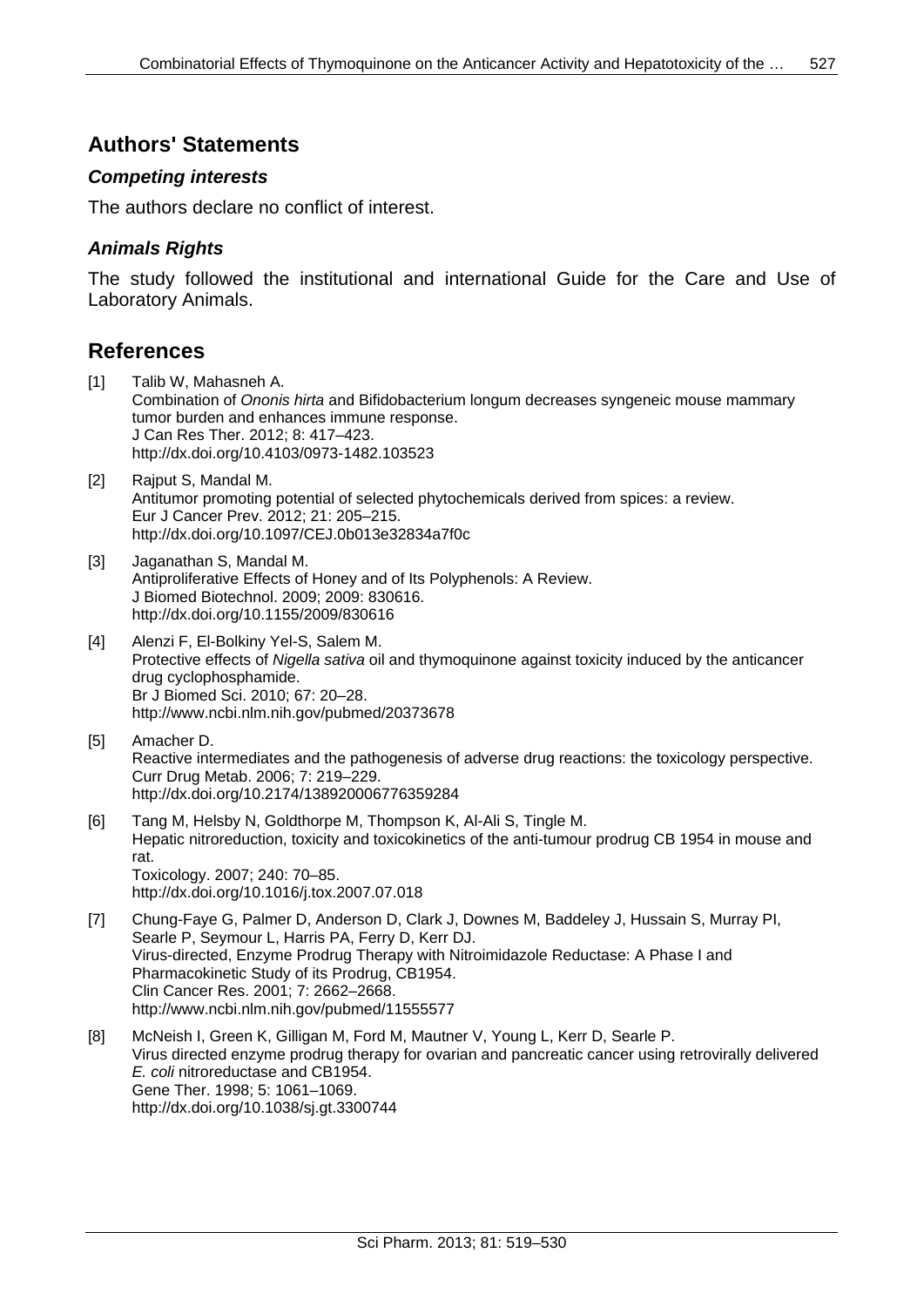## Authors' Statements

### *Competing interests*

The authors declare no conflict of interest.

### *Animals Rights*

The study followed the institutional and international Guide for the Care and Use of Laboratory Animals.

## References

[1] Talib W, Mahasneh A.
Combination of *Ononis hirta* and Bifidobacterium longum decreases syngeneic mouse mammary tumor burden and enhances immune response.
J Can Res Ther. 2012; 8: 417–423.
http://dx.doi.org/10.4103/0973-1482.103523

[2] Rajput S, Mandal M.
Antitumor promoting potential of selected phytochemicals derived from spices: a review.
Eur J Cancer Prev. 2012; 21: 205–215.
http://dx.doi.org/10.1097/CEJ.0b013e32834a7f0c

[3] Jaganathan S, Mandal M.
Antiproliferative Effects of Honey and of Its Polyphenols: A Review.
J Biomed Biotechnol. 2009; 2009: 830616.
http://dx.doi.org/10.1155/2009/830616

[4] Alenzi F, El-Bolkiny Yel-S, Salem M.
Protective effects of *Nigella sativa* oil and thymoquinone against toxicity induced by the anticancer drug cyclophosphamide.
Br J Biomed Sci. 2010; 67: 20–28.
http://www.ncbi.nlm.nih.gov/pubmed/20373678

[5] Amacher D.
Reactive intermediates and the pathogenesis of adverse drug reactions: the toxicology perspective.
Curr Drug Metab. 2006; 7: 219–229.
http://dx.doi.org/10.2174/138920006776359284

[6] Tang M, Helsby N, Goldthorpe M, Thompson K, Al-Ali S, Tingle M.
Hepatic nitroreduction, toxicity and toxicokinetics of the anti-tumour prodrug CB 1954 in mouse and rat.
Toxicology. 2007; 240: 70–85.
http://dx.doi.org/10.1016/j.tox.2007.07.018

[7] Chung-Faye G, Palmer D, Anderson D, Clark J, Downes M, Baddeley J, Hussain S, Murray PI, Searle P, Seymour L, Harris PA, Ferry D, Kerr DJ.
Virus-directed, Enzyme Prodrug Therapy with Nitroimidazole Reductase: A Phase I and Pharmacokinetic Study of its Prodrug, CB1954.
Clin Cancer Res. 2001; 7: 2662–2668.
http://www.ncbi.nlm.nih.gov/pubmed/11555577

[8] McNeish I, Green K, Gilligan M, Ford M, Mautner V, Young L, Kerr D, Searle P.
Virus directed enzyme prodrug therapy for ovarian and pancreatic cancer using retrovirally delivered *E. coli* nitroreductase and CB1954.
Gene Ther. 1998; 5: 1061–1069.
http://dx.doi.org/10.1038/sj.gt.3300744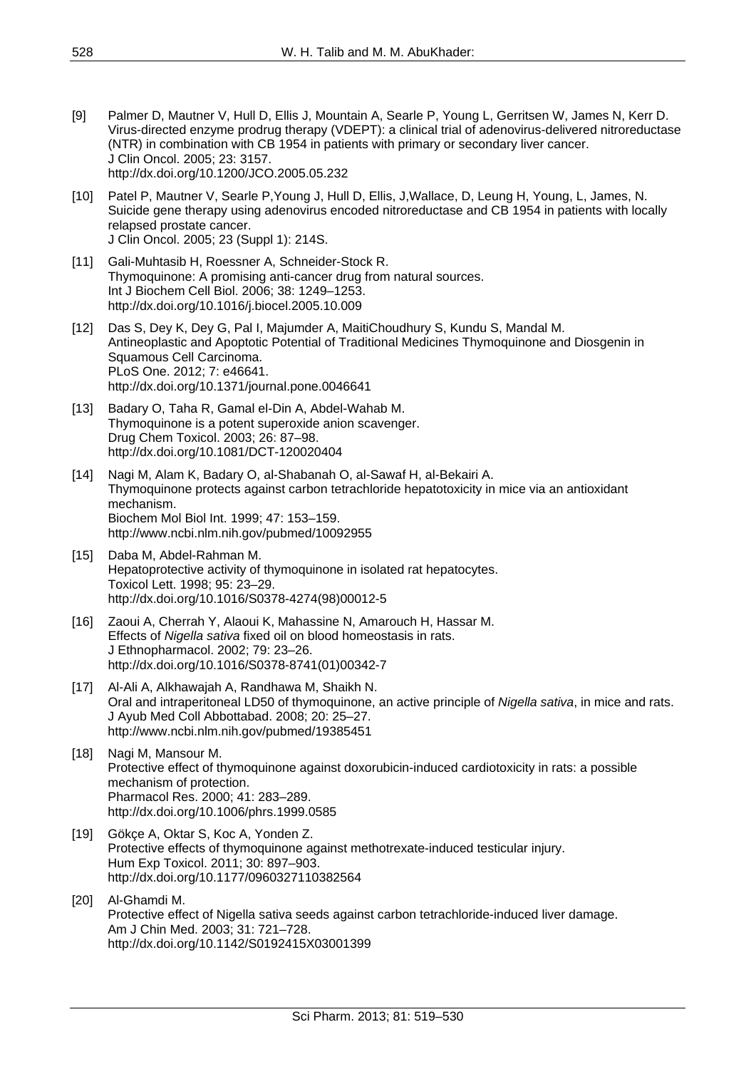[9] Palmer D, Mautner V, Hull D, Ellis J, Mountain A, Searle P, Young L, Gerritsen W, James N, Kerr D. Virus-directed enzyme prodrug therapy (VDEPT): a clinical trial of adenovirus-delivered nitroreductase (NTR) in combination with CB 1954 in patients with primary or secondary liver cancer. J Clin Oncol. 2005; 23: 3157. http://dx.doi.org/10.1200/JCO.2005.05.232

[10] Patel P, Mautner V, Searle P,Young J, Hull D, Ellis, J,Wallace, D, Leung H, Young, L, James, N. Suicide gene therapy using adenovirus encoded nitroreductase and CB 1954 in patients with locally relapsed prostate cancer. J Clin Oncol. 2005; 23 (Suppl 1): 214S.

[11] Gali-Muhtasib H, Roessner A, Schneider-Stock R. Thymoquinone: A promising anti-cancer drug from natural sources. Int J Biochem Cell Biol. 2006; 38: 1249–1253. http://dx.doi.org/10.1016/j.biocel.2005.10.009

[12] Das S, Dey K, Dey G, Pal I, Majumder A, MaitiChoudhury S, Kundu S, Mandal M. Antineoplastic and Apoptotic Potential of Traditional Medicines Thymoquinone and Diosgenin in Squamous Cell Carcinoma. PLoS One. 2012; 7: e46641. http://dx.doi.org/10.1371/journal.pone.0046641

[13] Badary O, Taha R, Gamal el-Din A, Abdel-Wahab M. Thymoquinone is a potent superoxide anion scavenger. Drug Chem Toxicol. 2003; 26: 87–98. http://dx.doi.org/10.1081/DCT-120020404

[14] Nagi M, Alam K, Badary O, al-Shabanah O, al-Sawaf H, al-Bekairi A. Thymoquinone protects against carbon tetrachloride hepatotoxicity in mice via an antioxidant mechanism. Biochem Mol Biol Int. 1999; 47: 153–159. http://www.ncbi.nlm.nih.gov/pubmed/10092955

[15] Daba M, Abdel-Rahman M. Hepatoprotective activity of thymoquinone in isolated rat hepatocytes. Toxicol Lett. 1998; 95: 23–29. http://dx.doi.org/10.1016/S0378-4274(98)00012-5

[16] Zaoui A, Cherrah Y, Alaoui K, Mahassine N, Amarouch H, Hassar M. Effects of *Nigella sativa* fixed oil on blood homeostasis in rats. J Ethnopharmacol. 2002; 79: 23–26. http://dx.doi.org/10.1016/S0378-8741(01)00342-7

[17] Al-Ali A, Alkhawajah A, Randhawa M, Shaikh N. Oral and intraperitoneal LD50 of thymoquinone, an active principle of *Nigella sativa*, in mice and rats. J Ayub Med Coll Abbottabad. 2008; 20: 25–27. http://www.ncbi.nlm.nih.gov/pubmed/19385451

[18] Nagi M, Mansour M. Protective effect of thymoquinone against doxorubicin-induced cardiotoxicity in rats: a possible mechanism of protection. Pharmacol Res. 2000; 41: 283–289. http://dx.doi.org/10.1006/phrs.1999.0585

[19] Gökçe A, Oktar S, Koc A, Yonden Z. Protective effects of thymoquinone against methotrexate-induced testicular injury. Hum Exp Toxicol. 2011; 30: 897–903. http://dx.doi.org/10.1177/0960327110382564

[20] Al-Ghamdi M. Protective effect of Nigella sativa seeds against carbon tetrachloride-induced liver damage. Am J Chin Med. 2003; 31: 721–728. http://dx.doi.org/10.1142/S0192415X03001399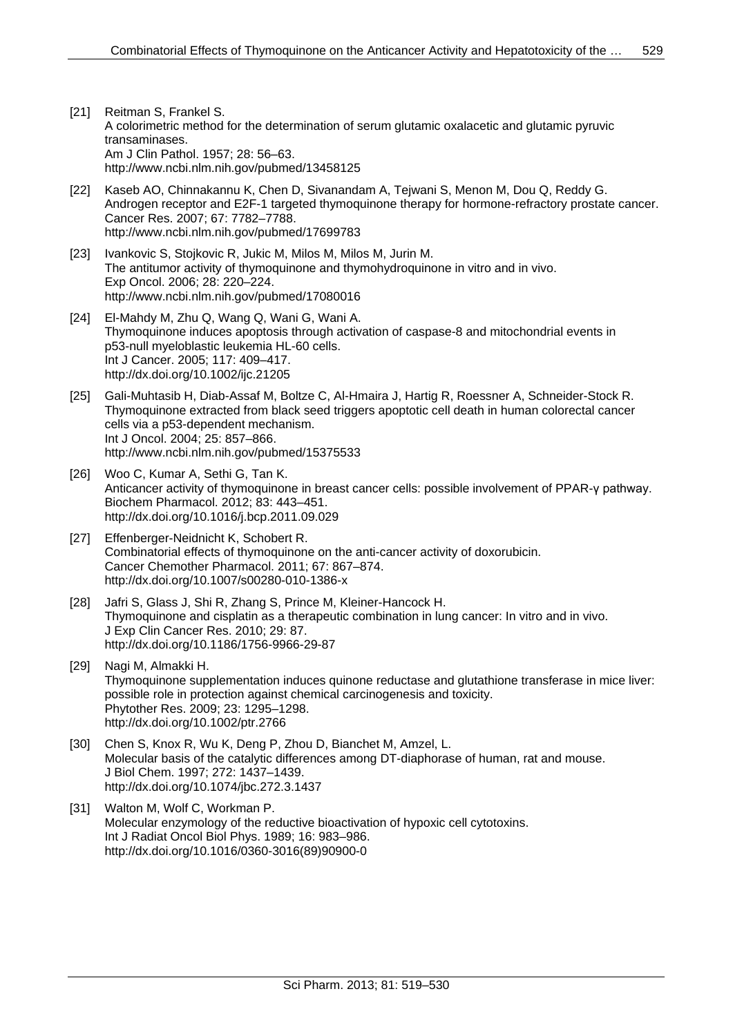[21] Reitman S, Frankel S.
A colorimetric method for the determination of serum glutamic oxalacetic and glutamic pyruvic transaminases.
Am J Clin Pathol. 1957; 28: 56–63.
http://www.ncbi.nlm.nih.gov/pubmed/13458125

[22] Kaseb AO, Chinnakannu K, Chen D, Sivanandam A, Tejwani S, Menon M, Dou Q, Reddy G.
Androgen receptor and E2F-1 targeted thymoquinone therapy for hormone-refractory prostate cancer.
Cancer Res. 2007; 67: 7782–7788.
http://www.ncbi.nlm.nih.gov/pubmed/17699783

[23] Ivankovic S, Stojkovic R, Jukic M, Milos M, Milos M, Jurin M.
The antitumor activity of thymoquinone and thymohydroquinone in vitro and in vivo.
Exp Oncol. 2006; 28: 220–224.
http://www.ncbi.nlm.nih.gov/pubmed/17080016

[24] El-Mahdy M, Zhu Q, Wang Q, Wani G, Wani A.
Thymoquinone induces apoptosis through activation of caspase-8 and mitochondrial events in p53-null myeloblastic leukemia HL-60 cells.
Int J Cancer. 2005; 117: 409–417.
http://dx.doi.org/10.1002/ijc.21205

[25] Gali-Muhtasib H, Diab-Assaf M, Boltze C, Al-Hmaira J, Hartig R, Roessner A, Schneider-Stock R.
Thymoquinone extracted from black seed triggers apoptotic cell death in human colorectal cancer cells via a p53-dependent mechanism.
Int J Oncol. 2004; 25: 857–866.
http://www.ncbi.nlm.nih.gov/pubmed/15375533

[26] Woo C, Kumar A, Sethi G, Tan K.
Anticancer activity of thymoquinone in breast cancer cells: possible involvement of PPAR-γ pathway.
Biochem Pharmacol. 2012; 83: 443–451.
http://dx.doi.org/10.1016/j.bcp.2011.09.029

[27] Effenberger-Neidnicht K, Schobert R.
Combinatorial effects of thymoquinone on the anti-cancer activity of doxorubicin.
Cancer Chemother Pharmacol. 2011; 67: 867–874.
http://dx.doi.org/10.1007/s00280-010-1386-x

[28] Jafri S, Glass J, Shi R, Zhang S, Prince M, Kleiner-Hancock H.
Thymoquinone and cisplatin as a therapeutic combination in lung cancer: In vitro and in vivo.
J Exp Clin Cancer Res. 2010; 29: 87.
http://dx.doi.org/10.1186/1756-9966-29-87

[29] Nagi M, Almakki H.
Thymoquinone supplementation induces quinone reductase and glutathione transferase in mice liver: possible role in protection against chemical carcinogenesis and toxicity.
Phytother Res. 2009; 23: 1295–1298.
http://dx.doi.org/10.1002/ptr.2766

[30] Chen S, Knox R, Wu K, Deng P, Zhou D, Bianchet M, Amzel, L.
Molecular basis of the catalytic differences among DT-diaphorase of human, rat and mouse.
J Biol Chem. 1997; 272: 1437–1439.
http://dx.doi.org/10.1074/jbc.272.3.1437

[31] Walton M, Wolf C, Workman P.
Molecular enzymology of the reductive bioactivation of hypoxic cell cytotoxins.
Int J Radiat Oncol Biol Phys. 1989; 16: 983–986.
http://dx.doi.org/10.1016/0360-3016(89)90900-0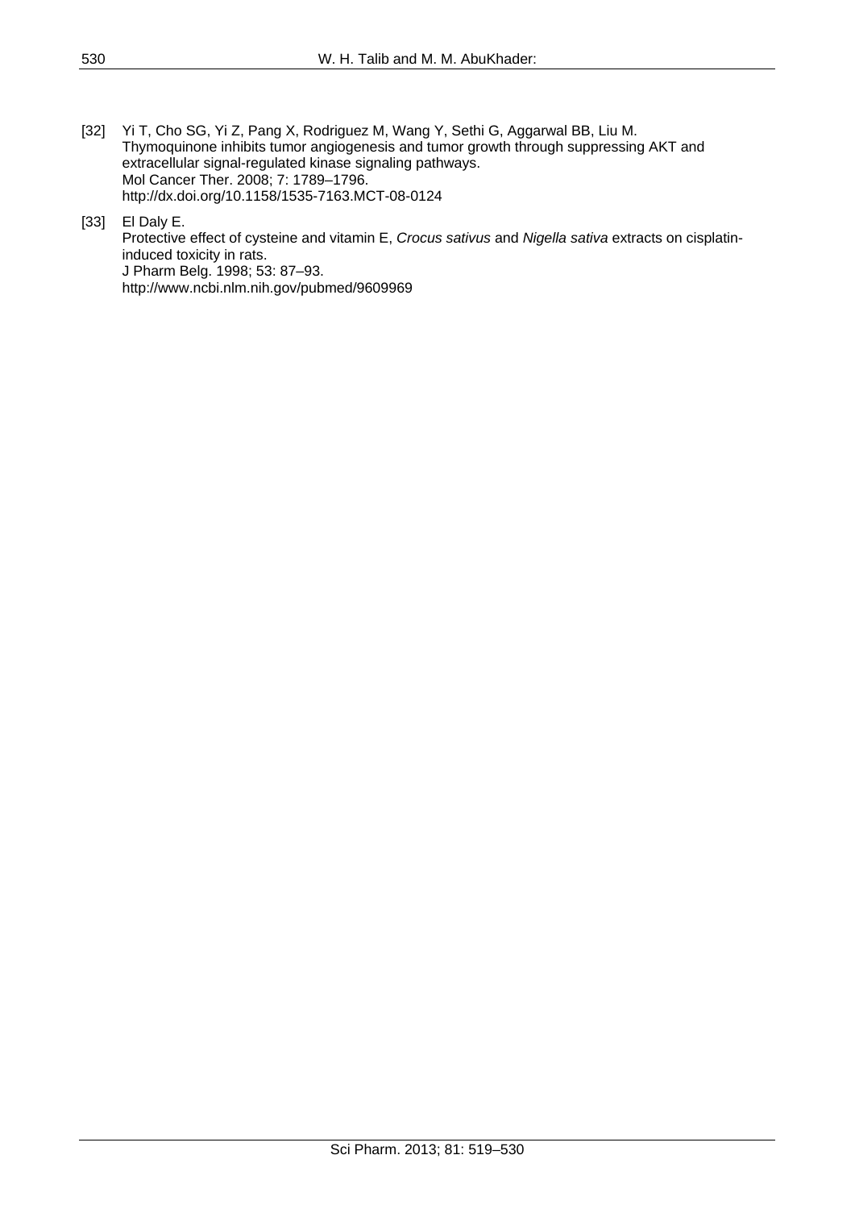[32] Yi T, Cho SG, Yi Z, Pang X, Rodriguez M, Wang Y, Sethi G, Aggarwal BB, Liu M. Thymoquinone inhibits tumor angiogenesis and tumor growth through suppressing AKT and extracellular signal-regulated kinase signaling pathways. Mol Cancer Ther. 2008; 7: 1789–1796. http://dx.doi.org/10.1158/1535-7163.MCT-08-0124

[33] El Daly E. Protective effect of cysteine and vitamin E, *Crocus sativus* and *Nigella sativa* extracts on cisplatin-induced toxicity in rats. J Pharm Belg. 1998; 53: 87–93. http://www.ncbi.nlm.nih.gov/pubmed/9609969